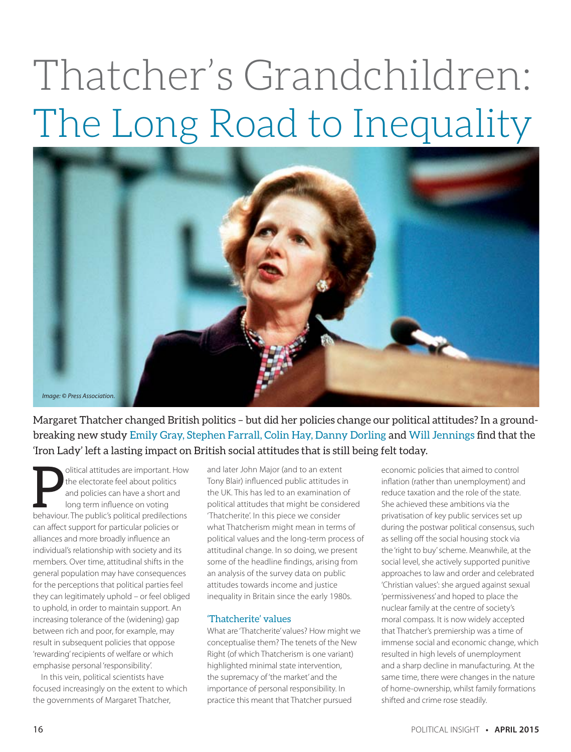# Thatcher's Grandchildren: The Long Road to Inequality

Image: © Press Association.

Margaret Thatcher changed British politics – but did her policies change our political attitudes? In a ground-breaking new study Emily Gray, Stephen Farrall, Colin Hay, Danny Dorling and Will Jennings find that the 'Iron Lady' left a lasting impact on British social attitudes that is still being felt today.

Political attitudes are important. How the electorate feel about politics and policies can have a short and long term influence on voting behaviour. The public's political predilections can affect support for particular policies or alliances and more broadly influence an individual's relationship with society and its members. Over time, attitudinal shifts in the general population may have consequences for the perceptions that political parties feel they can legitimately uphold – or feel obliged to uphold, in order to maintain support. An increasing tolerance of the (widening) gap between rich and poor, for example, may result in subsequent policies that oppose 'rewarding' recipients of welfare or which emphasise personal 'responsibility'.

In this vein, political scientists have focused increasingly on the extent to which the governments of Margaret Thatcher, and later John Major (and to an extent Tony Blair) influenced public attitudes in the UK. This has led to an examination of political attitudes that might be considered 'Thatcherite'. In this piece we consider what Thatcherism might mean in terms of political values and the long-term process of attitudinal change. In so doing, we present some of the headline findings, arising from an analysis of the survey data on public attitudes towards income and justice inequality in Britain since the early 1980s.

## 'Thatcherite' values

What are 'Thatcherite' values? How might we conceptualise them? The tenets of the New Right (of which Thatcherism is one variant) highlighted minimal state intervention, the supremacy of 'the market' and the importance of personal responsibility. In practice this meant that Thatcher pursued economic policies that aimed to control inflation (rather than unemployment) and reduce taxation and the role of the state. She achieved these ambitions via the privatisation of key public services set up during the postwar political consensus, such as selling off the social housing stock via the 'right to buy' scheme. Meanwhile, at the social level, she actively supported punitive approaches to law and order and celebrated 'Christian values': she argued against sexual 'permissiveness' and hoped to place the nuclear family at the centre of society's moral compass. It is now widely accepted that Thatcher's premiership was a time of immense social and economic change, which resulted in high levels of unemployment and a sharp decline in manufacturing. At the same time, there were changes in the nature of home-ownership, whilst family formations shifted and crime rose steadily.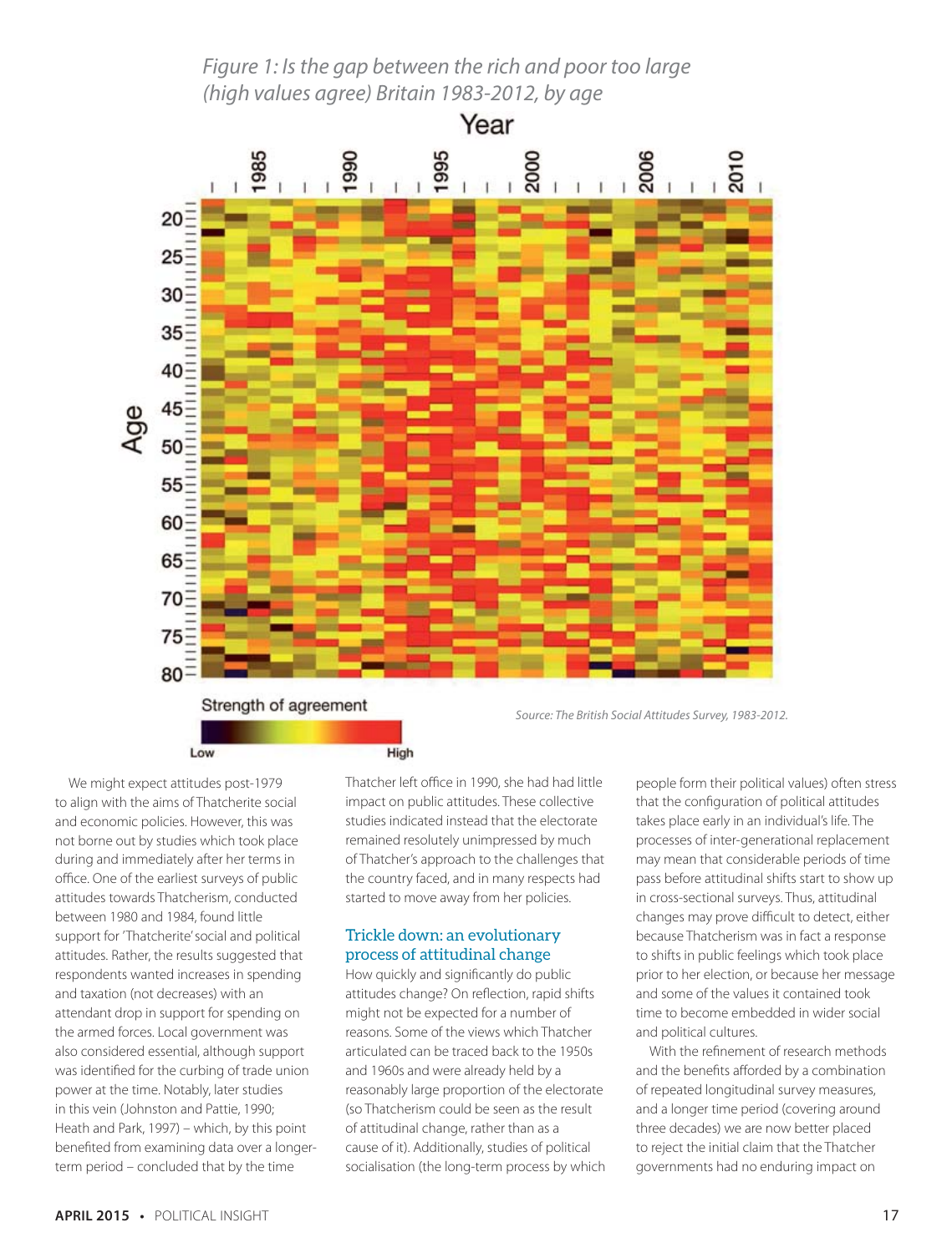*Figure 1: Is the gap between the rich and poor too large (high values agree) Britain 1983-2012, by age*

*Source: The British Social Attitudes Survey, 1983-2012.*

We might expect attitudes post-1979 to align with the aims of Thatcherite social and economic policies. However, this was not borne out by studies which took place during and immediately after her terms in office. One of the earliest surveys of public attitudes towards Thatcherism, conducted between 1980 and 1984, found little support for 'Thatcherite' social and political attitudes. Rather, the results suggested that respondents wanted increases in spending and taxation (not decreases) with an attendant drop in support for spending on the armed forces. Local government was also considered essential, although support was identified for the curbing of trade union power at the time. Notably, later studies in this vein (Johnston and Pattie, 1990; Heath and Park, 1997) – which, by this point benefited from examining data over a longer-term period – concluded that by the time Thatcher left office in 1990, she had had little impact on public attitudes. These collective studies indicated instead that the electorate remained resolutely unimpressed by much of Thatcher's approach to the challenges that the country faced, and in many respects had started to move away from her policies.

## Trickle down: an evolutionary process of attitudinal change

How quickly and significantly do public attitudes change? On reflection, rapid shifts might not be expected for a number of reasons. Some of the views which Thatcher articulated can be traced back to the 1950s and 1960s and were already held by a reasonably large proportion of the electorate (so Thatcherism could be seen as the result of attitudinal change, rather than as a cause of it). Additionally, studies of political socialisation (the long-term process by which people form their political values) often stress that the configuration of political attitudes takes place early in an individual's life. The processes of inter-generational replacement may mean that considerable periods of time pass before attitudinal shifts start to show up in cross-sectional surveys. Thus, attitudinal changes may prove difficult to detect, either because Thatcherism was in fact a response to shifts in public feelings which took place prior to her election, or because her message and some of the values it contained took time to become embedded in wider social and political cultures.

With the refinement of research methods and the benefits afforded by a combination of repeated longitudinal survey measures, and a longer time period (covering around three decades) we are now better placed to reject the initial claim that the Thatcher governments had no enduring impact on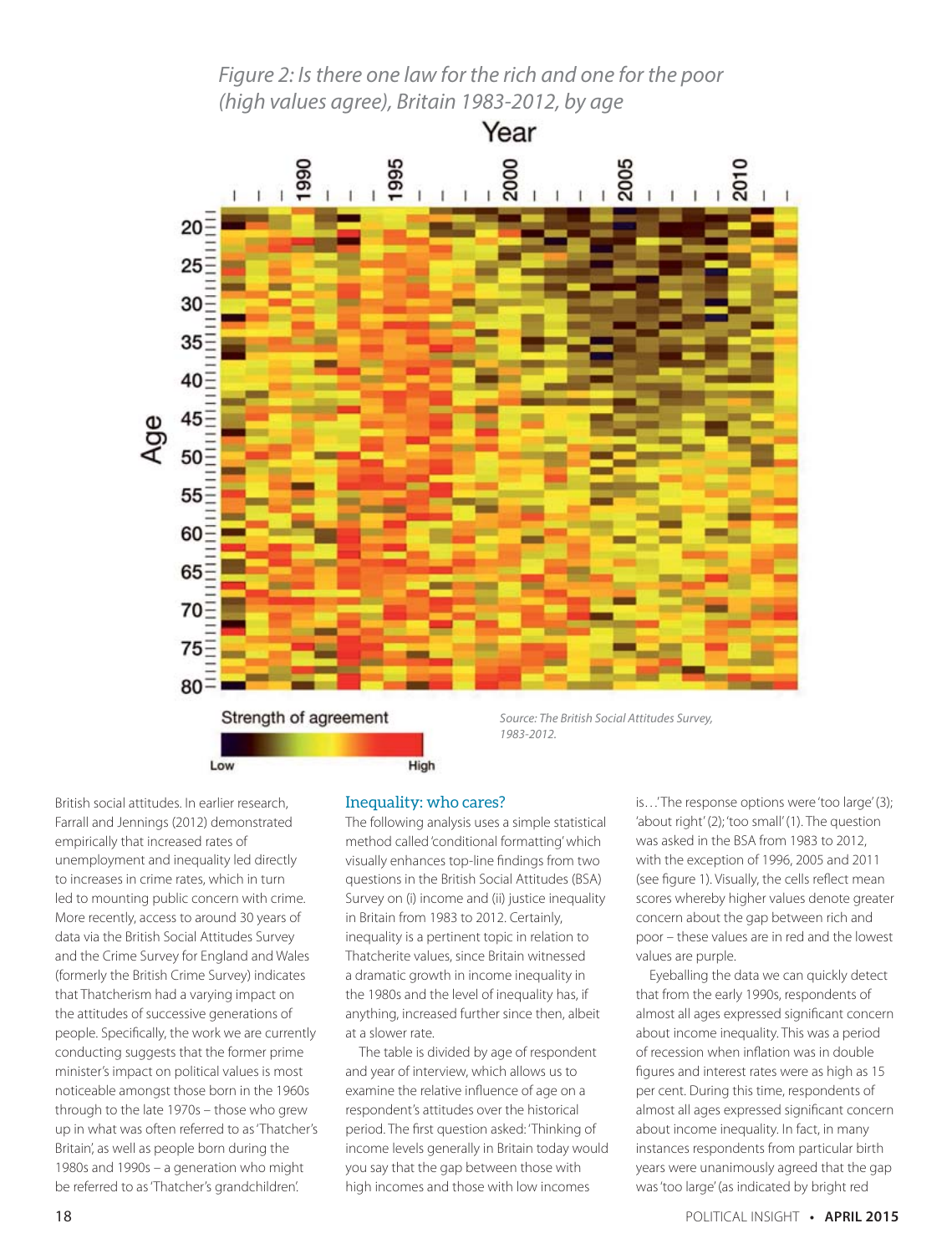*Figure 2: Is there one law for the rich and one for the poor (high values agree), Britain 1983-2012, by age*

*Source: The British Social Attitudes Survey, 1983-2012.*

British social attitudes. In earlier research, Farrall and Jennings (2012) demonstrated empirically that increased rates of unemployment and inequality led directly to increases in crime rates, which in turn led to mounting public concern with crime. More recently, access to around 30 years of data via the British Social Attitudes Survey and the Crime Survey for England and Wales (formerly the British Crime Survey) indicates that Thatcherism had a varying impact on the attitudes of successive generations of people. Specifically, the work we are currently conducting suggests that the former prime minister's impact on political values is most noticeable amongst those born in the 1960s through to the late 1970s – those who grew up in what was often referred to as 'Thatcher's Britain', as well as people born during the 1980s and 1990s – a generation who might be referred to as 'Thatcher's grandchildren'.

## Inequality: who cares?

The following analysis uses a simple statistical method called 'conditional formatting' which visually enhances top-line findings from two questions in the British Social Attitudes (BSA) Survey on (i) income and (ii) justice inequality in Britain from 1983 to 2012. Certainly, inequality is a pertinent topic in relation to Thatcherite values, since Britain witnessed a dramatic growth in income inequality in the 1980s and the level of inequality has, if anything, increased further since then, albeit at a slower rate.

The table is divided by age of respondent and year of interview, which allows us to examine the relative influence of age on a respondent's attitudes over the historical period. The first question asked: 'Thinking of income levels generally in Britain today would you say that the gap between those with high incomes and those with low incomes is…' The response options were 'too large' (3); 'about right' (2); 'too small' (1). The question was asked in the BSA from 1983 to 2012, with the exception of 1996, 2005 and 2011 (see figure 1). Visually, the cells reflect mean scores whereby higher values denote greater concern about the gap between rich and poor – these values are in red and the lowest values are purple.

Eyeballing the data we can quickly detect that from the early 1990s, respondents of almost all ages expressed significant concern about income inequality. This was a period of recession when inflation was in double figures and interest rates were as high as 15 per cent. During this time, respondents of almost all ages expressed significant concern about income inequality. In fact, in many instances respondents from particular birth years were unanimously agreed that the gap was 'too large' (as indicated by bright red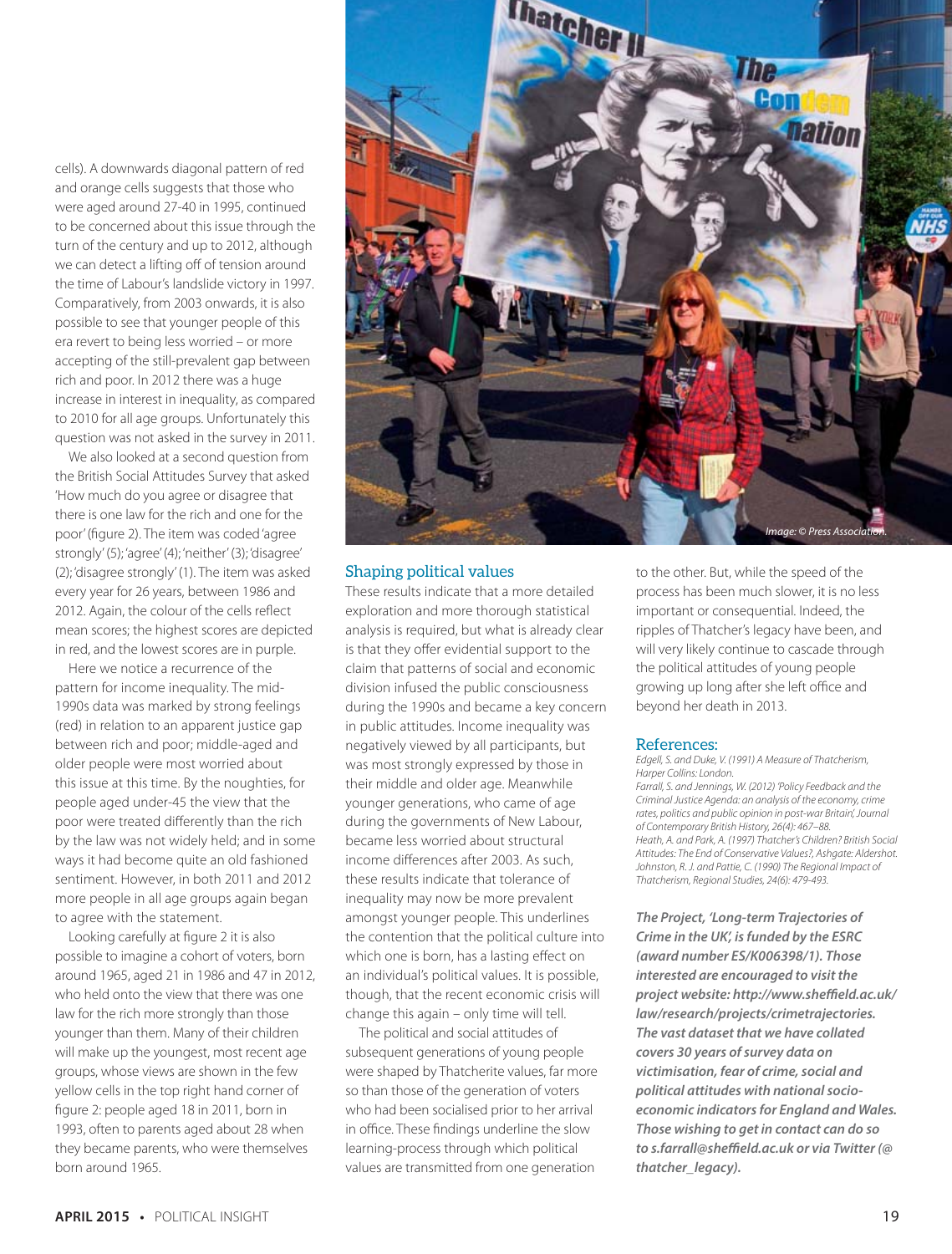cells). A downwards diagonal pattern of red and orange cells suggests that those who were aged around 27-40 in 1995, continued to be concerned about this issue through the turn of the century and up to 2012, although we can detect a lifting off of tension around the time of Labour's landslide victory in 1997. Comparatively, from 2003 onwards, it is also possible to see that younger people of this era revert to being less worried – or more accepting of the still-prevalent gap between rich and poor. In 2012 there was a huge increase in interest in inequality, as compared to 2010 for all age groups. Unfortunately this question was not asked in the survey in 2011.

We also looked at a second question from the British Social Attitudes Survey that asked 'How much do you agree or disagree that there is one law for the rich and one for the poor' (figure 2). The item was coded 'agree strongly' (5); 'agree' (4); 'neither' (3); 'disagree' (2); 'disagree strongly' (1). The item was asked every year for 26 years, between 1986 and 2012. Again, the colour of the cells reflect mean scores; the highest scores are depicted in red, and the lowest scores are in purple.

Here we notice a recurrence of the pattern for income inequality. The mid-1990s data was marked by strong feelings (red) in relation to an apparent justice gap between rich and poor; middle-aged and older people were most worried about this issue at this time. By the noughties, for people aged under-45 the view that the poor were treated differently than the rich by the law was not widely held; and in some ways it had become quite an old fashioned sentiment. However, in both 2011 and 2012 more people in all age groups again began to agree with the statement.

Looking carefully at figure 2 it is also possible to imagine a cohort of voters, born around 1965, aged 21 in 1986 and 47 in 2012, who held onto the view that there was one law for the rich more strongly than those younger than them. Many of their children will make up the youngest, most recent age groups, whose views are shown in the few yellow cells in the top right hand corner of figure 2: people aged 18 in 2011, born in 1993, often to parents aged about 28 when they became parents, who were themselves born around 1965.

Image: © Press Association.

## Shaping political values

These results indicate that a more detailed exploration and more thorough statistical analysis is required, but what is already clear is that they offer evidential support to the claim that patterns of social and economic division infused the public consciousness during the 1990s and became a key concern in public attitudes. Income inequality was negatively viewed by all participants, but was most strongly expressed by those in their middle and older age. Meanwhile younger generations, who came of age during the governments of New Labour, became less worried about structural income differences after 2003. As such, these results indicate that tolerance of inequality may now be more prevalent amongst younger people. This underlines the contention that the political culture into which one is born, has a lasting effect on an individual's political values. It is possible, though, that the recent economic crisis will change this again – only time will tell.

The political and social attitudes of subsequent generations of young people were shaped by Thatcherite values, far more so than those of the generation of voters who had been socialised prior to her arrival in office. These findings underline the slow learning-process through which political values are transmitted from one generation to the other. But, while the speed of the process has been much slower, it is no less important or consequential. Indeed, the ripples of Thatcher's legacy have been, and will very likely continue to cascade through the political attitudes of young people growing up long after she left office and beyond her death in 2013.

## References:

*Edgell, S. and Duke, V. (1991) A Measure of Thatcherism, Harper Collins: London.*
*Farrall, S. and Jennings, W. (2012) 'Policy Feedback and the Criminal Justice Agenda: an analysis of the economy, crime rates, politics and public opinion in post-war Britain', Journal of Contemporary British History, 26(4): 467–88.*
*Heath, A. and Park, A. (1997) Thatcher's Children? British Social Attitudes: The End of Conservative Values?, Ashgate: Aldershot.*
*Johnston, R. J. and Pattie, C. (1990) The Regional Impact of Thatcherism, Regional Studies, 24(6): 479-493.*

***The Project, 'Long-term Trajectories of Crime in the UK', is funded by the ESRC (award number ES/K006398/1). Those interested are encouraged to visit the project website: http://www.sheffield.ac.uk/law/research/projects/crimetrajectories. The vast dataset that we have collated covers 30 years of survey data on victimisation, fear of crime, social and political attitudes with national socio-economic indicators for England and Wales. Those wishing to get in contact can do so to s.farrall@sheffield.ac.uk or via Twitter (@thatcher_legacy).***